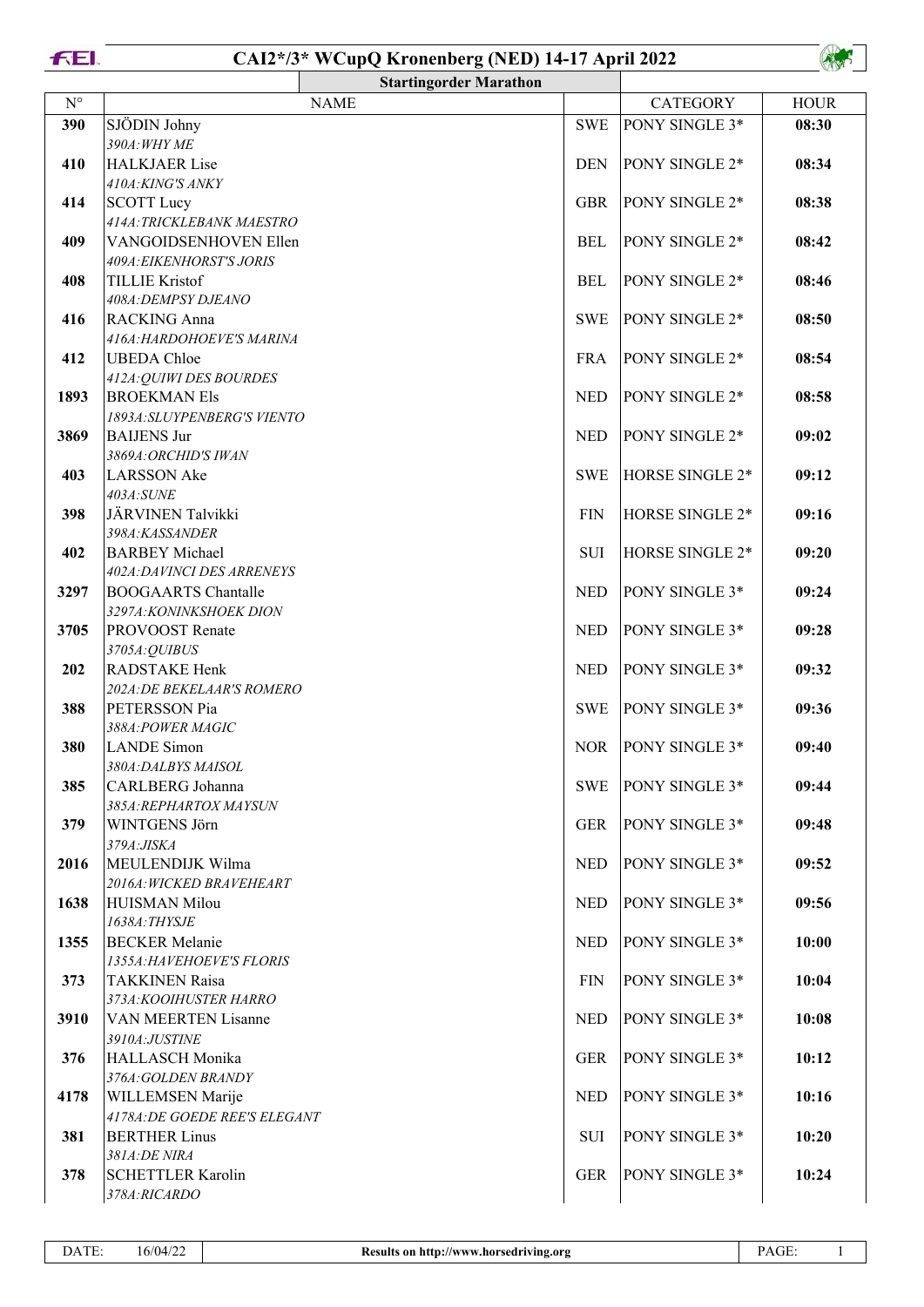# CAI2*/3* WCupQ Kronenberg (NED) 14-17 April 2022

## Startingorder Marathon

| N° | NAME | | CATEGORY | HOUR |
|---|---|---|---|---|
| 390 | SJÖDIN Johny<br>*390A:WHY ME* | SWE | PONY SINGLE 3* | 08:30 |
| 410 | HALKJAER Lise<br>*410A:KING'S ANKY* | DEN | PONY SINGLE 2* | 08:34 |
| 414 | SCOTT Lucy<br>*414A:TRICKLEBANK MAESTRO* | GBR | PONY SINGLE 2* | 08:38 |
| 409 | VANGOIDSENHOVEN Ellen<br>*409A:EIKENHORST'S JORIS* | BEL | PONY SINGLE 2* | 08:42 |
| 408 | TILLIE Kristof<br>*408A:DEMPSY DJEANO* | BEL | PONY SINGLE 2* | 08:46 |
| 416 | RACKING Anna<br>*416A:HARDOHOEVE'S MARINA* | SWE | PONY SINGLE 2* | 08:50 |
| 412 | UBEDA Chloe<br>*412A:QUIWI DES BOURDES* | FRA | PONY SINGLE 2* | 08:54 |
| 1893 | BROEKMAN Els<br>*1893A:SLUYPENBERG'S VIENTO* | NED | PONY SINGLE 2* | 08:58 |
| 3869 | BAIJENS Jur<br>*3869A:ORCHID'S IWAN* | NED | PONY SINGLE 2* | 09:02 |
| 403 | LARSSON Ake<br>*403A:SUNE* | SWE | HORSE SINGLE 2* | 09:12 |
| 398 | JÄRVINEN Talvikki<br>*398A:KASSANDER* | FIN | HORSE SINGLE 2* | 09:16 |
| 402 | BARBEY Michael<br>*402A:DAVINCI DES ARRENEYS* | SUI | HORSE SINGLE 2* | 09:20 |
| 3297 | BOOGAARTS Chantalle<br>*3297A:KONINKSHOEK DION* | NED | PONY SINGLE 3* | 09:24 |
| 3705 | PROVOOST Renate<br>*3705A:QUIBUS* | NED | PONY SINGLE 3* | 09:28 |
| 202 | RADSTAKE Henk<br>*202A:DE BEKELAAR'S ROMERO* | NED | PONY SINGLE 3* | 09:32 |
| 388 | PETERSSON Pia<br>*388A:POWER MAGIC* | SWE | PONY SINGLE 3* | 09:36 |
| 380 | LANDE Simon<br>*380A:DALBYS MAISOL* | NOR | PONY SINGLE 3* | 09:40 |
| 385 | CARLBERG Johanna<br>*385A:REPHARTOX MAYSUN* | SWE | PONY SINGLE 3* | 09:44 |
| 379 | WINTGENS Jörn<br>*379A:JISKA* | GER | PONY SINGLE 3* | 09:48 |
| 2016 | MEULENDIJK Wilma<br>*2016A:WICKED BRAVEHEART* | NED | PONY SINGLE 3* | 09:52 |
| 1638 | HUISMAN Milou<br>*1638A:THYSJE* | NED | PONY SINGLE 3* | 09:56 |
| 1355 | BECKER Melanie<br>*1355A:HAVEHOEVE'S FLORIS* | NED | PONY SINGLE 3* | 10:00 |
| 373 | TAKKINEN Raisa<br>*373A:KOOIHUSTER HARRO* | FIN | PONY SINGLE 3* | 10:04 |
| 3910 | VAN MEERTEN Lisanne<br>*3910A:JUSTINE* | NED | PONY SINGLE 3* | 10:08 |
| 376 | HALLASCH Monika<br>*376A:GOLDEN BRANDY* | GER | PONY SINGLE 3* | 10:12 |
| 4178 | WILLEMSEN Marije<br>*4178A:DE GOEDE REE'S ELEGANT* | NED | PONY SINGLE 3* | 10:16 |
| 381 | BERTHER Linus<br>*381A:DE NIRA* | SUI | PONY SINGLE 3* | 10:20 |
| 378 | SCHETTLER Karolin<br>*378A:RICARDO* | GER | PONY SINGLE 3* | 10:24 |

DATE: 16/04/22 — Results on http://www.horsedriving.org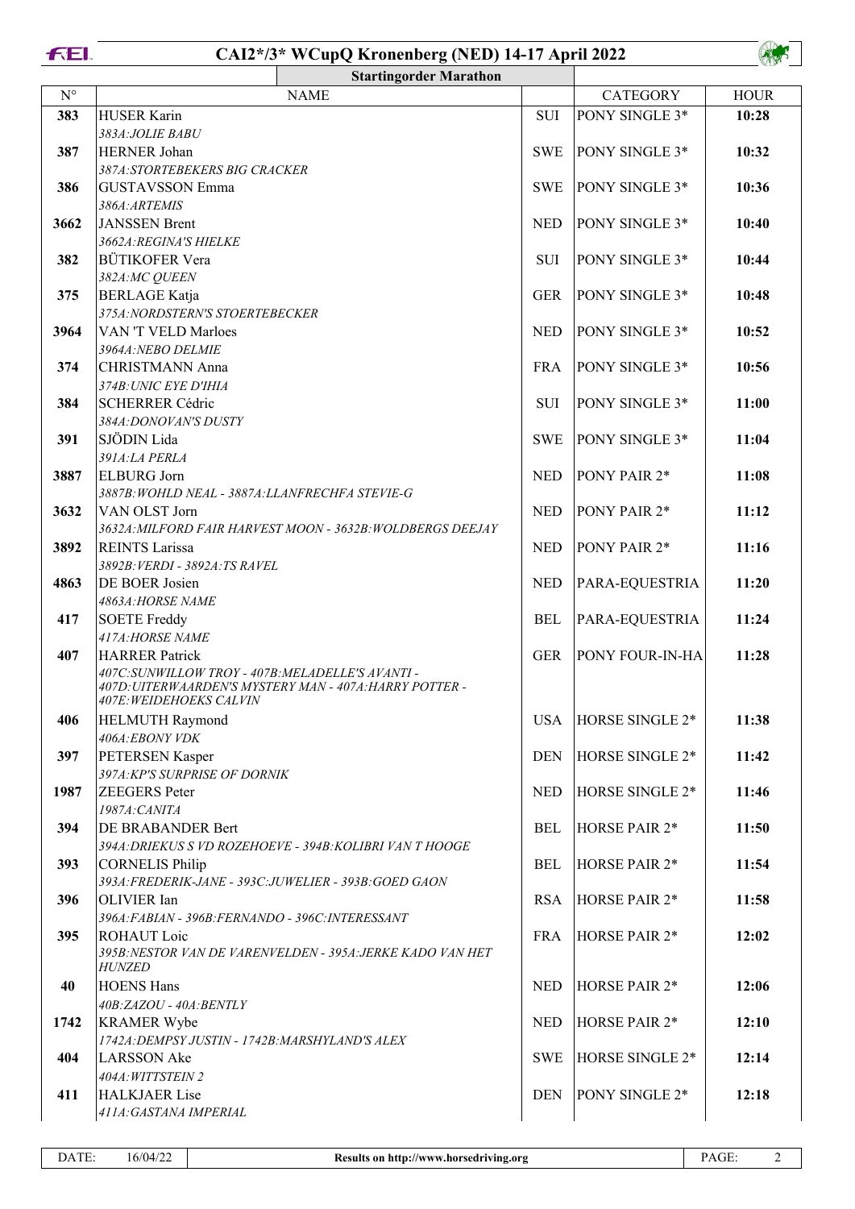# CAI2*/3* WCupQ Kronenberg (NED) 14-17 April 2022

## Startingorder Marathon

| N° | NAME | | CATEGORY | HOUR |
|---|---|---|---|---|
| 383 | HUSER Karin<br>*383A:JOLIE BABU* | SUI | PONY SINGLE 3* | 10:28 |
| 387 | HERNER Johan<br>*387A:STORTEBEKERS BIG CRACKER* | SWE | PONY SINGLE 3* | 10:32 |
| 386 | GUSTAVSSON Emma<br>*386A:ARTEMIS* | SWE | PONY SINGLE 3* | 10:36 |
| 3662 | JANSSEN Brent<br>*3662A:REGINA'S HIELKE* | NED | PONY SINGLE 3* | 10:40 |
| 382 | BÜTIKOFER Vera<br>*382A:MC QUEEN* | SUI | PONY SINGLE 3* | 10:44 |
| 375 | BERLAGE Katja<br>*375A:NORDSTERN'S STOERTEBECKER* | GER | PONY SINGLE 3* | 10:48 |
| 3964 | VAN 'T VELD Marloes<br>*3964A:NEBO DELMIE* | NED | PONY SINGLE 3* | 10:52 |
| 374 | CHRISTMANN Anna<br>*374B:UNIC EYE D'IHIA* | FRA | PONY SINGLE 3* | 10:56 |
| 384 | SCHERRER Cédric<br>*384A:DONOVAN'S DUSTY* | SUI | PONY SINGLE 3* | 11:00 |
| 391 | SJÖDIN Lida<br>*391A:LA PERLA* | SWE | PONY SINGLE 3* | 11:04 |
| 3887 | ELBURG Jorn<br>*3887B:WOHLD NEAL - 3887A:LLANFRECHFA STEVIE-G* | NED | PONY PAIR 2* | 11:08 |
| 3632 | VAN OLST Jorn<br>*3632A:MILFORD FAIR HARVEST MOON - 3632B:WOLDBERGS DEEJAY* | NED | PONY PAIR 2* | 11:12 |
| 3892 | REINTS Larissa<br>*3892B:VERDI - 3892A:TS RAVEL* | NED | PONY PAIR 2* | 11:16 |
| 4863 | DE BOER Josien<br>*4863A:HORSE NAME* | NED | PARA-EQUESTRIA | 11:20 |
| 417 | SOETE Freddy<br>*417A:HORSE NAME* | BEL | PARA-EQUESTRIA | 11:24 |
| 407 | HARRER Patrick<br>*407C:SUNWILLOW TROY - 407B:MELADELLE'S AVANTI - 407D:UITERWAARDEN'S MYSTERY MAN - 407A:HARRY POTTER - 407E:WEIDEHOEKS CALVIN* | GER | PONY FOUR-IN-HA | 11:28 |
| 406 | HELMUTH Raymond<br>*406A:EBONY VDK* | USA | HORSE SINGLE 2* | 11:38 |
| 397 | PETERSEN Kasper<br>*397A:KP'S SURPRISE OF DORNIK* | DEN | HORSE SINGLE 2* | 11:42 |
| 1987 | ZEEGERS Peter<br>*1987A:CANITA* | NED | HORSE SINGLE 2* | 11:46 |
| 394 | DE BRABANDER Bert<br>*394A:DRIEKUS S VD ROZEHOEVE - 394B:KOLIBRI VAN T HOOGE* | BEL | HORSE PAIR 2* | 11:50 |
| 393 | CORNELIS Philip<br>*393A:FREDERIK-JANE - 393C:JUWELIER - 393B:GOED GAON* | BEL | HORSE PAIR 2* | 11:54 |
| 396 | OLIVIER Ian<br>*396A:FABIAN - 396B:FERNANDO - 396C:INTERESSANT* | RSA | HORSE PAIR 2* | 11:58 |
| 395 | ROHAUT Loic<br>*395B:NESTOR VAN DE VARENVELDEN - 395A:JERKE KADO VAN HET HUNZED* | FRA | HORSE PAIR 2* | 12:02 |
| 40 | HOENS Hans<br>*40B:ZAZOU - 40A:BENTLY* | NED | HORSE PAIR 2* | 12:06 |
| 1742 | KRAMER Wybe<br>*1742A:DEMPSY JUSTIN - 1742B:MARSHYLAND'S ALEX* | NED | HORSE PAIR 2* | 12:10 |
| 404 | LARSSON Ake<br>*404A:WITTSTEIN 2* | SWE | HORSE SINGLE 2* | 12:14 |
| 411 | HALKJAER Lise<br>*411A:GASTANA IMPERIAL* | DEN | PONY SINGLE 2* | 12:18 |

DATE: 16/04/22 — Results on http://www.horsedriving.org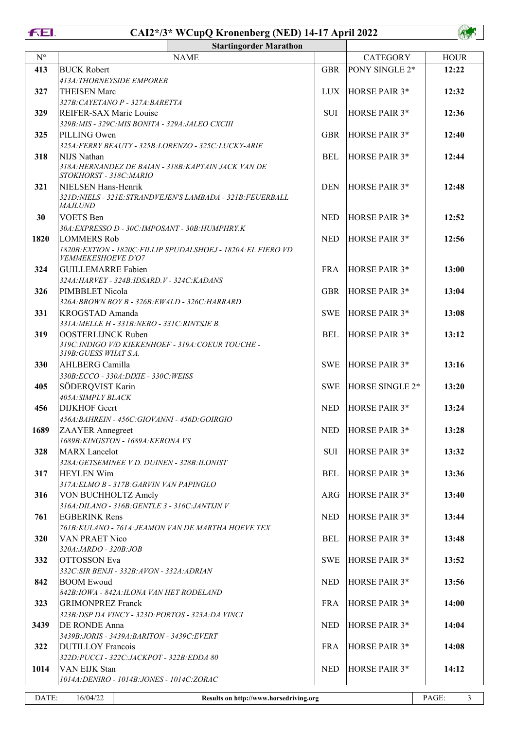# CAI2*/3* WCupQ Kronenberg (NED) 14-17 April 2022

## Startingorder Marathon

| N° | NAME | | CATEGORY | HOUR |
|---|---|---|---|---|
| 413 | BUCK Robert<br>*413A:THORNEYSIDE EMPORER* | GBR | PONY SINGLE 2* | 12:22 |
| 327 | THEISEN Marc<br>*327B:CAYETANO P - 327A:BARETTA* | LUX | HORSE PAIR 3* | 12:32 |
| 329 | REIFER-SAX Marie Louise<br>*329B:MIS - 329C:MIS BONITA - 329A:JALEO CXCIII* | SUI | HORSE PAIR 3* | 12:36 |
| 325 | PILLING Owen<br>*325A:FERRY BEAUTY - 325B:LORENZO - 325C:LUCKY-ARIE* | GBR | HORSE PAIR 3* | 12:40 |
| 318 | NIJS Nathan<br>*318A:HERNANDEZ DE BAIAN - 318B:KAPTAIN JACK VAN DE STOKHORST - 318C:MARIO* | BEL | HORSE PAIR 3* | 12:44 |
| 321 | NIELSEN Hans-Henrik<br>*321D:NIELS - 321E:STRANDVEJEN'S LAMBADA - 321B:FEUERBALL MAJLUND* | DEN | HORSE PAIR 3* | 12:48 |
| 30 | VOETS Ben<br>*30A:EXPRESSO D - 30C:IMPOSANT - 30B:HUMPHRY.K* | NED | HORSE PAIR 3* | 12:52 |
| 1820 | LOMMERS Rob<br>*1820B:EXTION - 1820C:FILLIP SPUDALSHOEJ - 1820A:EL FIERO VD VEMMEKESHOEVE D'O7* | NED | HORSE PAIR 3* | 12:56 |
| 324 | GUILLEMARRE Fabien<br>*324A:HARVEY - 324B:IDSARD.V - 324C:KADANS* | FRA | HORSE PAIR 3* | 13:00 |
| 326 | PIMBBLET Nicola<br>*326A:BROWN BOY B - 326B:EWALD - 326C:HARRARD* | GBR | HORSE PAIR 3* | 13:04 |
| 331 | KROGSTAD Amanda<br>*331A:MELLE H - 331B:NERO - 331C:RINTSJE B.* | SWE | HORSE PAIR 3* | 13:08 |
| 319 | OOSTERLIJNCK Ruben<br>*319C:INDIGO V/D KIEKENHOEF - 319A:COEUR TOUCHE - 319B:GUESS WHAT S.A.* | BEL | HORSE PAIR 3* | 13:12 |
| 330 | AHLBERG Camilla<br>*330B:ECCO - 330A:DIXIE - 330C:WEISS* | SWE | HORSE PAIR 3* | 13:16 |
| 405 | SÖDERQVIST Karin<br>*405A:SIMPLY BLACK* | SWE | HORSE SINGLE 2* | 13:20 |
| 456 | DIJKHOF Geert<br>*456A:BAHREIN - 456C:GIOVANNI - 456D:GOIRGIO* | NED | HORSE PAIR 3* | 13:24 |
| 1689 | ZAAYER Annegreet<br>*1689B:KINGSTON - 1689A:KERONA VS* | NED | HORSE PAIR 3* | 13:28 |
| 328 | MARX Lancelot<br>*328A:GETSEMINEE V.D. DUINEN - 328B:ILONIST* | SUI | HORSE PAIR 3* | 13:32 |
| 317 | HEYLEN Wim<br>*317A:ELMO B - 317B:GARVIN VAN PAPINGLO* | BEL | HORSE PAIR 3* | 13:36 |
| 316 | VON BUCHHOLTZ Amely<br>*316A:DILANO - 316B:GENTLE 3 - 316C:JANTIJN V* | ARG | HORSE PAIR 3* | 13:40 |
| 761 | EGBERINK Rens<br>*761B:KULANO - 761A:JEAMON VAN DE MARTHA HOEVE TEX* | NED | HORSE PAIR 3* | 13:44 |
| 320 | VAN PRAET Nico<br>*320A:JARDO - 320B:JOB* | BEL | HORSE PAIR 3* | 13:48 |
| 332 | OTTOSSON Eva<br>*332C:SIR BENJI - 332B:AVON - 332A:ADRIAN* | SWE | HORSE PAIR 3* | 13:52 |
| 842 | BOOM Ewoud<br>*842B:IOWA - 842A:ILONA VAN HET RODELAND* | NED | HORSE PAIR 3* | 13:56 |
| 323 | GRIMONPREZ Franck<br>*323B:DSP DA VINCY - 323D:PORTOS - 323A:DA VINCI* | FRA | HORSE PAIR 3* | 14:00 |
| 3439 | DE RONDE Anna<br>*3439B:JORIS - 3439A:BARITON - 3439C:EVERT* | NED | HORSE PAIR 3* | 14:04 |
| 322 | DUTILLOY Francois<br>*322D:PUCCI - 322C:JACKPOT - 322B:EDDA 80* | FRA | HORSE PAIR 3* | 14:08 |
| 1014 | VAN EIJK Stan<br>*1014A:DENIRO - 1014B:JONES - 1014C:ZORAC* | NED | HORSE PAIR 3* | 14:12 |

DATE: 16/04/22 | Results on http://www.horsedriving.org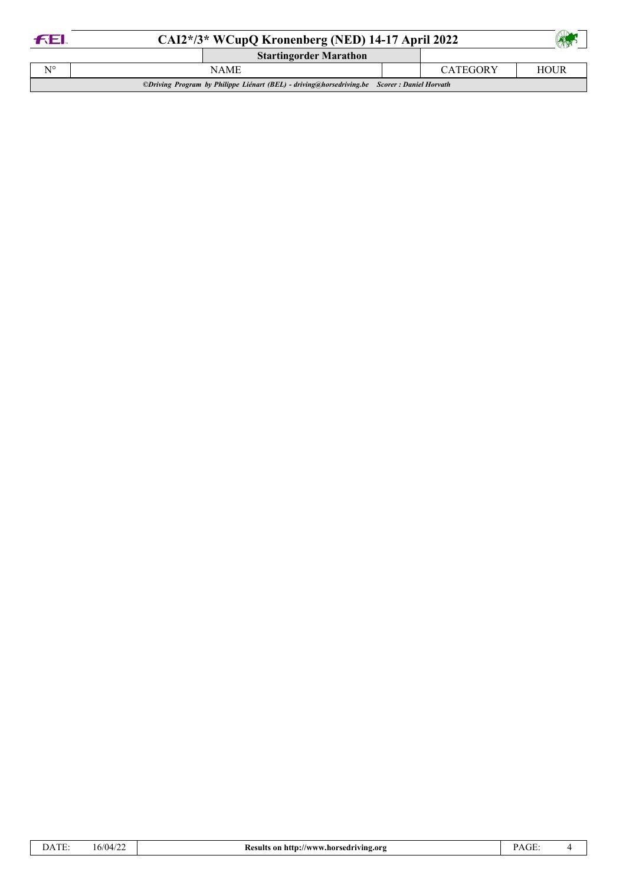# CAI2*/3* WCupQ Kronenberg (NED) 14-17 April 2022

## Startingorder Marathon

| N° | NAME | | CATEGORY | HOUR |
|---|---|---|---|---|

*©Driving Program by Philippe Liénart (BEL) - driving@horsedriving.be Scorer : Daniel Horvath*

DATE: 16/04/22 **Results on http://www.horsedriving.org**